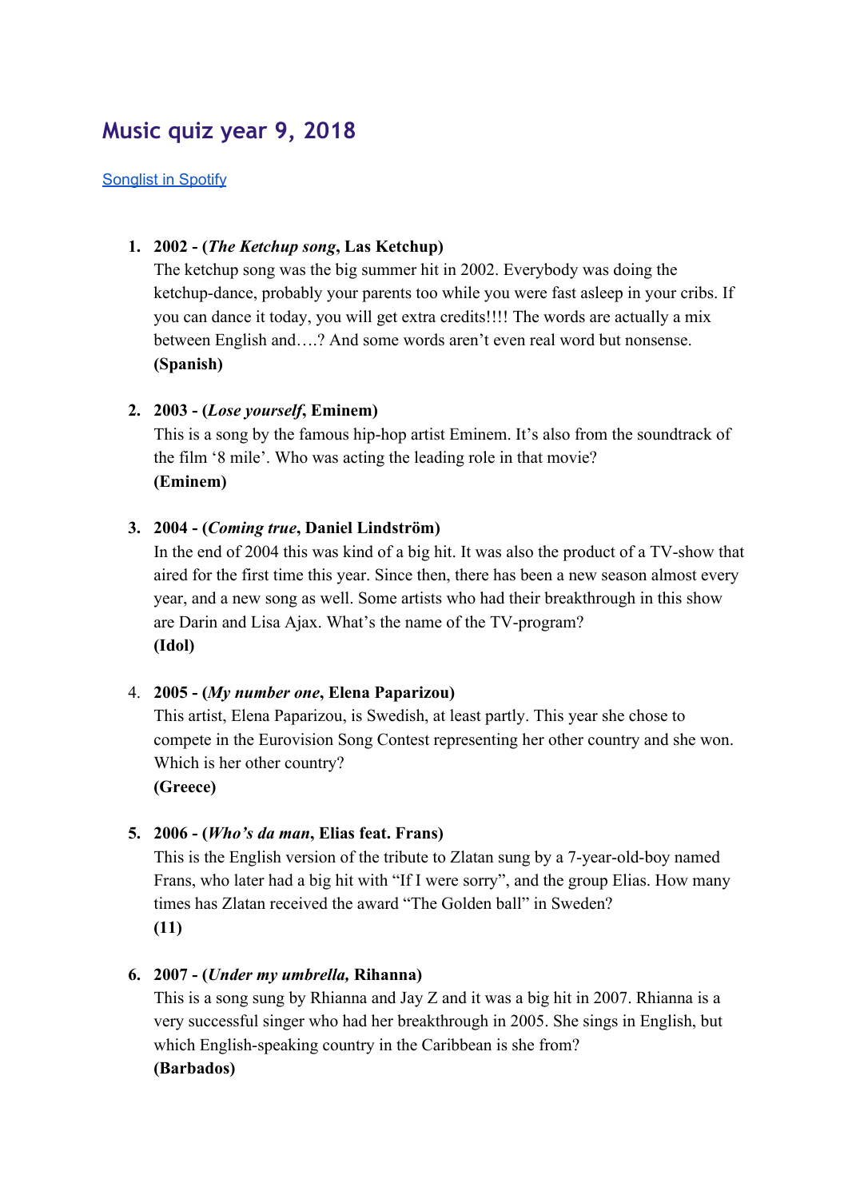# Music quiz year 9, 2018

[Songlist in Spotify](#)

1. **2002 - (*The Ketchup song*, Las Ketchup)**
   The ketchup song was the big summer hit in 2002. Everybody was doing the ketchup-dance, probably your parents too while you were fast asleep in your cribs. If you can dance it today, you will get extra credits!!!! The words are actually a mix between English and….? And some words aren't even real word but nonsense.
   **(Spanish)**

2. **2003 - (*Lose yourself*, Eminem)**
   This is a song by the famous hip-hop artist Eminem. It's also from the soundtrack of the film '8 mile'. Who was acting the leading role in that movie?
   **(Eminem)**

3. **2004 - (*Coming true*, Daniel Lindström)**
   In the end of 2004 this was kind of a big hit. It was also the product of a TV-show that aired for the first time this year. Since then, there has been a new season almost every year, and a new song as well. Some artists who had their breakthrough in this show are Darin and Lisa Ajax. What's the name of the TV-program?
   **(Idol)**

4. **2005 - (*My number one*, Elena Paparizou)**
   This artist, Elena Paparizou, is Swedish, at least partly. This year she chose to compete in the Eurovision Song Contest representing her other country and she won. Which is her other country?
   **(Greece)**

5. **2006 - (*Who's da man*, Elias feat. Frans)**
   This is the English version of the tribute to Zlatan sung by a 7-year-old-boy named Frans, who later had a big hit with "If I were sorry", and the group Elias. How many times has Zlatan received the award "The Golden ball" in Sweden?
   **(11)**

6. **2007 - (*Under my umbrella*, Rihanna)**
   This is a song sung by Rhianna and Jay Z and it was a big hit in 2007. Rhianna is a very successful singer who had her breakthrough in 2005. She sings in English, but which English-speaking country in the Caribbean is she from?
   **(Barbados)**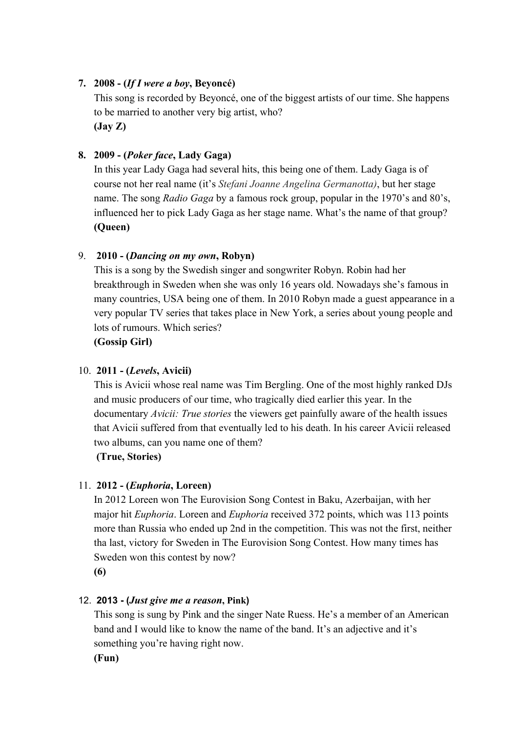7. **2008 - (*If I were a boy*, Beyoncé)**
   This song is recorded by Beyoncé, one of the biggest artists of our time. She happens to be married to another very big artist, who?
   **(Jay Z)**

8. **2009 - (*Poker face*, Lady Gaga)**
   In this year Lady Gaga had several hits, this being one of them. Lady Gaga is of course not her real name (it's *Stefani Joanne Angelina Germanotta)*, but her stage name. The song *Radio Gaga* by a famous rock group, popular in the 1970's and 80's, influenced her to pick Lady Gaga as her stage name. What's the name of that group?
   **(Queen)**

9. **2010 - (*Dancing on my own*, Robyn)**
   This is a song by the Swedish singer and songwriter Robyn. Robin had her breakthrough in Sweden when she was only 16 years old. Nowadays she's famous in many countries, USA being one of them. In 2010 Robyn made a guest appearance in a very popular TV series that takes place in New York, a series about young people and lots of rumours. Which series?
   **(Gossip Girl)**

10. **2011 - (*Levels*, Avicii)**
    This is Avicii whose real name was Tim Bergling. One of the most highly ranked DJs and music producers of our time, who tragically died earlier this year. In the documentary *Avicii: True stories* the viewers get painfully aware of the health issues that Avicii suffered from that eventually led to his death. In his career Avicii released two albums, can you name one of them?
    **(True, Stories)**

11. **2012 - (*Euphoria*, Loreen)**
    In 2012 Loreen won The Eurovision Song Contest in Baku, Azerbaijan, with her major hit *Euphoria*. Loreen and *Euphoria* received 372 points, which was 113 points more than Russia who ended up 2nd in the competition. This was not the first, neither tha last, victory for Sweden in The Eurovision Song Contest. How many times has Sweden won this contest by now?
    **(6)**

12. **2013 - (*Just give me a reason*, Pink)**
    This song is sung by Pink and the singer Nate Ruess. He's a member of an American band and I would like to know the name of the band. It's an adjective and it's something you're having right now.
    **(Fun)**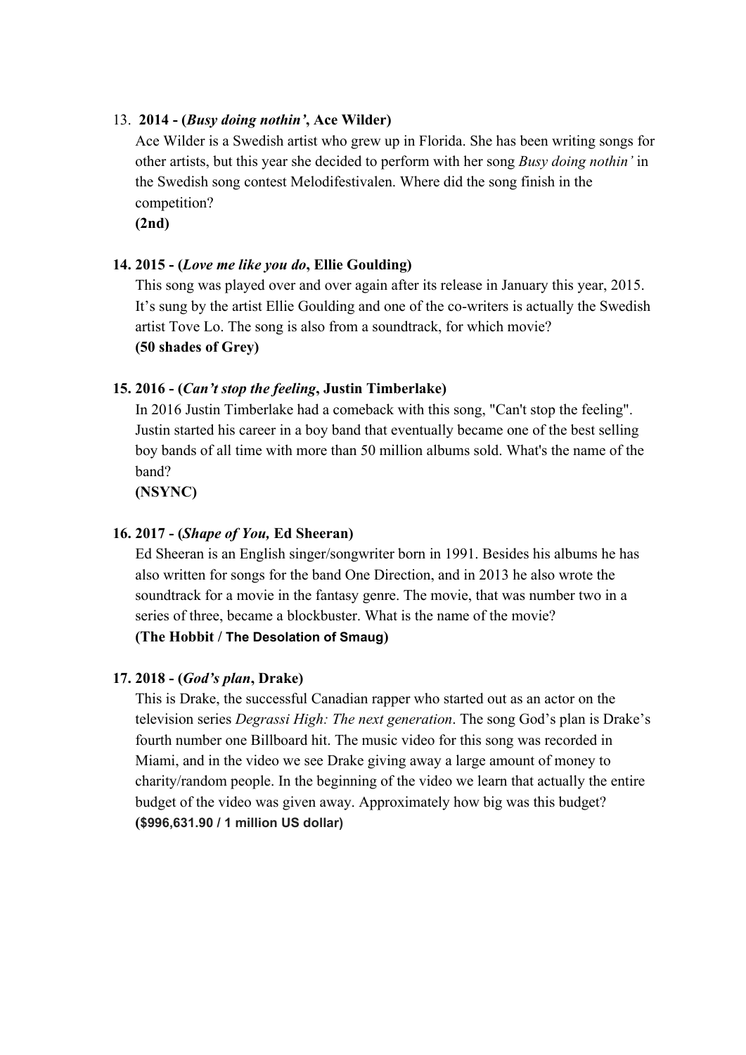13. **2014 - (*Busy doing nothin'*, Ace Wilder)**

    Ace Wilder is a Swedish artist who grew up in Florida. She has been writing songs for other artists, but this year she decided to perform with her song *Busy doing nothin'* in the Swedish song contest Melodifestivalen. Where did the song finish in the competition?

    **(2nd)**

14. **2015 - (*Love me like you do*, Ellie Goulding)**

    This song was played over and over again after its release in January this year, 2015. It's sung by the artist Ellie Goulding and one of the co-writers is actually the Swedish artist Tove Lo. The song is also from a soundtrack, for which movie?

    **(50 shades of Grey)**

15. **2016 - (*Can't stop the feeling*, Justin Timberlake)**

    In 2016 Justin Timberlake had a comeback with this song, "Can't stop the feeling". Justin started his career in a boy band that eventually became one of the best selling boy bands of all time with more than 50 million albums sold. What's the name of the band?

    **(NSYNC)**

16. **2017 - (*Shape of You,* Ed Sheeran)**

    Ed Sheeran is an English singer/songwriter born in 1991. Besides his albums he has also written for songs for the band One Direction, and in 2013 he also wrote the soundtrack for a movie in the fantasy genre. The movie, that was number two in a series of three, became a blockbuster. What is the name of the movie?

    **(The Hobbit / The Desolation of Smaug)**

17. **2018 - (*God's plan*, Drake)**

    This is Drake, the successful Canadian rapper who started out as an actor on the television series *Degrassi High: The next generation*. The song God's plan is Drake's fourth number one Billboard hit. The music video for this song was recorded in Miami, and in the video we see Drake giving away a large amount of money to charity/random people. In the beginning of the video we learn that actually the entire budget of the video was given away. Approximately how big was this budget?

    **($996,631.90 / 1 million US dollar)**